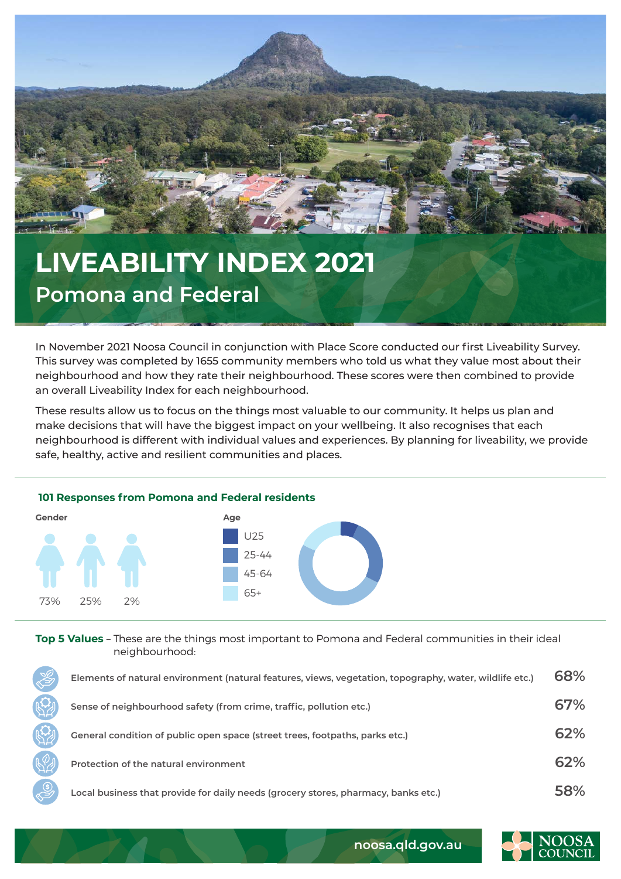# LIVEABILITY INDEX 2021

## Pomona and Federal

In November 2021 Noosa Council in conjunction with Place Score conducted our first Liveability Survey. This survey was completed by 1655 community members who told us what they value most about their neighbourhood and how they rate their neighbourhood. These scores were then combined to provide an overall Liveability Index for each neighbourhood.

These results allow us to focus on the things most valuable to our community. It helps us plan and make decisions that will have the biggest impact on your wellbeing. It also recognises that each neighbourhood is different with individual values and experiences. By planning for liveability, we provide safe, healthy, active and resilient communities and places.

### 101 Responses from Pomona and Federal residents

**Gender**

73% 25% 2%

**Age**

- U25
- 25-44
- 45-64
- 65+

**Top 5 Values** – These are the things most important to Pomona and Federal communities in their ideal neighbourhood:

| Value | % |
|---|---|
| Elements of natural environment (natural features, views, vegetation, topography, water, wildlife etc.) | 68% |
| Sense of neighbourhood safety (from crime, traffic, pollution etc.) | 67% |
| General condition of public open space (street trees, footpaths, parks etc.) | 62% |
| Protection of the natural environment | 62% |
| Local business that provide for daily needs (grocery stores, pharmacy, banks etc.) | 58% |

noosa.qld.gov.au

NOOSA COUNCIL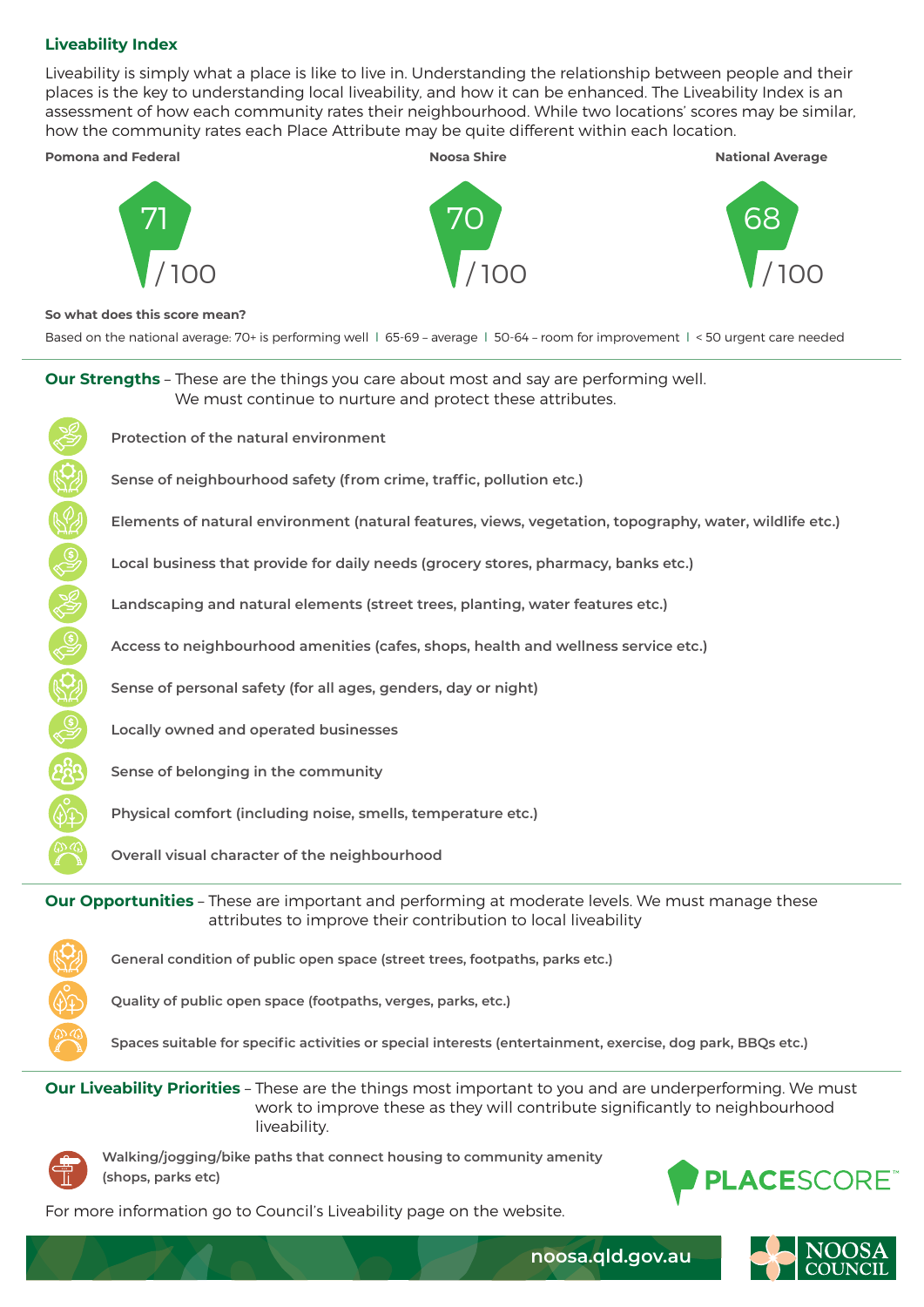## Liveability Index

Liveability is simply what a place is like to live in. Understanding the relationship between people and their places is the key to understanding local liveability, and how it can be enhanced. The Liveability Index is an assessment of how each community rates their neighbourhood. While two locations' scores may be similar, how the community rates each Place Attribute may be quite different within each location.

**Pomona and Federal**

71 / 100

**Noosa Shire**

70 / 100

**National Average**

68 / 100

**So what does this score mean?**

Based on the national average: 70+ is performing well | 65-69 – average | 50-64 – room for improvement | < 50 urgent care needed

**Our Strengths** – These are the things you care about most and say are performing well. We must continue to nurture and protect these attributes.

- Protection of the natural environment
- Sense of neighbourhood safety (from crime, traffic, pollution etc.)
- Elements of natural environment (natural features, views, vegetation, topography, water, wildlife etc.)
- Local business that provide for daily needs (grocery stores, pharmacy, banks etc.)
- Landscaping and natural elements (street trees, planting, water features etc.)
- Access to neighbourhood amenities (cafes, shops, health and wellness service etc.)
- Sense of personal safety (for all ages, genders, day or night)
- Locally owned and operated businesses
- Sense of belonging in the community
- Physical comfort (including noise, smells, temperature etc.)
- Overall visual character of the neighbourhood

**Our Opportunities** – These are important and performing at moderate levels. We must manage these attributes to improve their contribution to local liveability

- General condition of public open space (street trees, footpaths, parks etc.)
- Quality of public open space (footpaths, verges, parks, etc.)
- Spaces suitable for specific activities or special interests (entertainment, exercise, dog park, BBQs etc.)

**Our Liveability Priorities** – These are the things most important to you and are underperforming. We must work to improve these as they will contribute significantly to neighbourhood liveability.

- Walking/jogging/bike paths that connect housing to community amenity (shops, parks etc)

PLACESCORE™

For more information go to Council's Liveability page on the website.

noosa.qld.gov.au

NOOSA COUNCIL